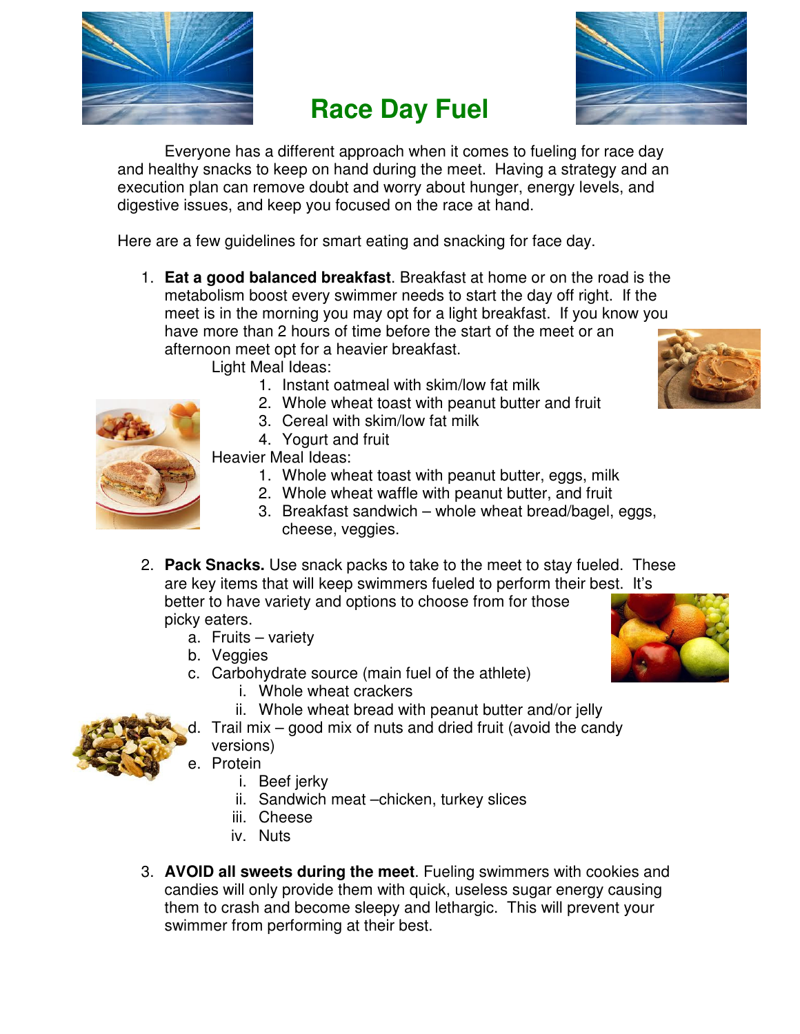# Race Day Fuel

Everyone has a different approach when it comes to fueling for race day and healthy snacks to keep on hand during the meet. Having a strategy and an execution plan can remove doubt and worry about hunger, energy levels, and digestive issues, and keep you focused on the race at hand.

Here are a few guidelines for smart eating and snacking for face day.

1. **Eat a good balanced breakfast**. Breakfast at home or on the road is the metabolism boost every swimmer needs to start the day off right. If the meet is in the morning you may opt for a light breakfast. If you know you have more than 2 hours of time before the start of the meet or an afternoon meet opt for a heavier breakfast.

   Light Meal Ideas:
   1. Instant oatmeal with skim/low fat milk
   2. Whole wheat toast with peanut butter and fruit
   3. Cereal with skim/low fat milk
   4. Yogurt and fruit

   Heavier Meal Ideas:
   1. Whole wheat toast with peanut butter, eggs, milk
   2. Whole wheat waffle with peanut butter, and fruit
   3. Breakfast sandwich – whole wheat bread/bagel, eggs, cheese, veggies.

2. **Pack Snacks.** Use snack packs to take to the meet to stay fueled. These are key items that will keep swimmers fueled to perform their best. It's better to have variety and options to choose from for those picky eaters.
   a. Fruits – variety
   b. Veggies
   c. Carbohydrate source (main fuel of the athlete)
      i. Whole wheat crackers
      ii. Whole wheat bread with peanut butter and/or jelly
   d. Trail mix – good mix of nuts and dried fruit (avoid the candy versions)
   e. Protein
      i. Beef jerky
      ii. Sandwich meat –chicken, turkey slices
      iii. Cheese
      iv. Nuts

3. **AVOID all sweets during the meet**. Fueling swimmers with cookies and candies will only provide them with quick, useless sugar energy causing them to crash and become sleepy and lethargic. This will prevent your swimmer from performing at their best.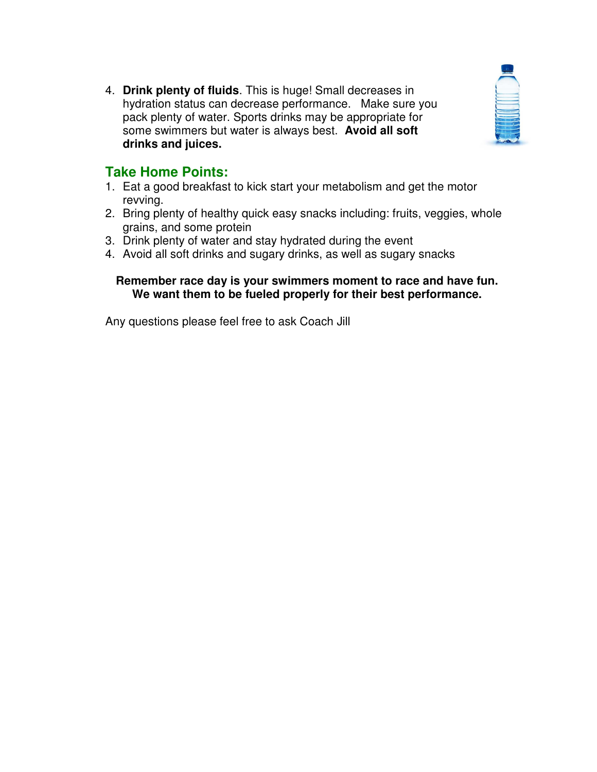4. **Drink plenty of fluids**. This is huge! Small decreases in hydration status can decrease performance. Make sure you pack plenty of water. Sports drinks may be appropriate for some swimmers but water is always best. **Avoid all soft drinks and juices.**

## Take Home Points:

1. Eat a good breakfast to kick start your metabolism and get the motor revving.
2. Bring plenty of healthy quick easy snacks including: fruits, veggies, whole grains, and some protein
3. Drink plenty of water and stay hydrated during the event
4. Avoid all soft drinks and sugary drinks, as well as sugary snacks

**Remember race day is your swimmers moment to race and have fun. We want them to be fueled properly for their best performance.**

Any questions please feel free to ask Coach Jill